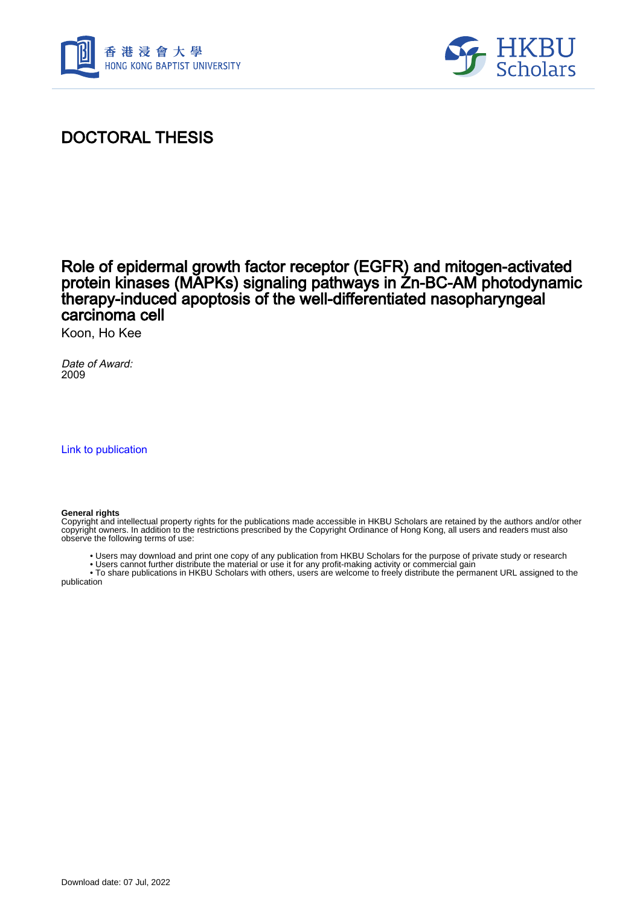# DOCTORAL THESIS

## Role of epidermal growth factor receptor (EGFR) and mitogen-activated protein kinases (MAPKs) signaling pathways in Zn-BC-AM photodynamic therapy-induced apoptosis of the well-differentiated nasopharyngeal carcinoma cell

Koon, Ho Kee

*Date of Award:*
2009

Link to publication

**General rights**
Copyright and intellectual property rights for the publications made accessible in HKBU Scholars are retained by the authors and/or other copyright owners. In addition to the restrictions prescribed by the Copyright Ordinance of Hong Kong, all users and readers must also observe the following terms of use:

- Users may download and print one copy of any publication from HKBU Scholars for the purpose of private study or research
- Users cannot further distribute the material or use it for any profit-making activity or commercial gain
- To share publications in HKBU Scholars with others, users are welcome to freely distribute the permanent URL assigned to the publication

Download date: 07 Jul, 2022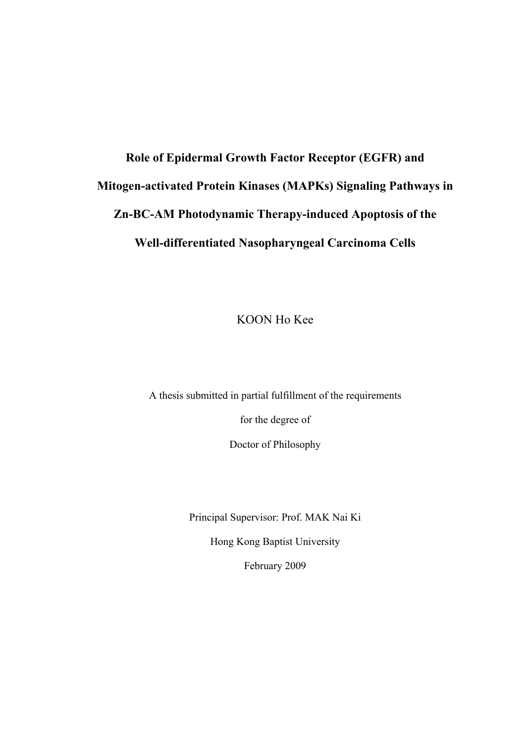# Role of Epidermal Growth Factor Receptor (EGFR) and Mitogen-activated Protein Kinases (MAPKs) Signaling Pathways in Zn-BC-AM Photodynamic Therapy-induced Apoptosis of the Well-differentiated Nasopharyngeal Carcinoma Cells

KOON Ho Kee

A thesis submitted in partial fulfillment of the requirements

for the degree of

Doctor of Philosophy

Principal Supervisor: Prof. MAK Nai Ki

Hong Kong Baptist University

February 2009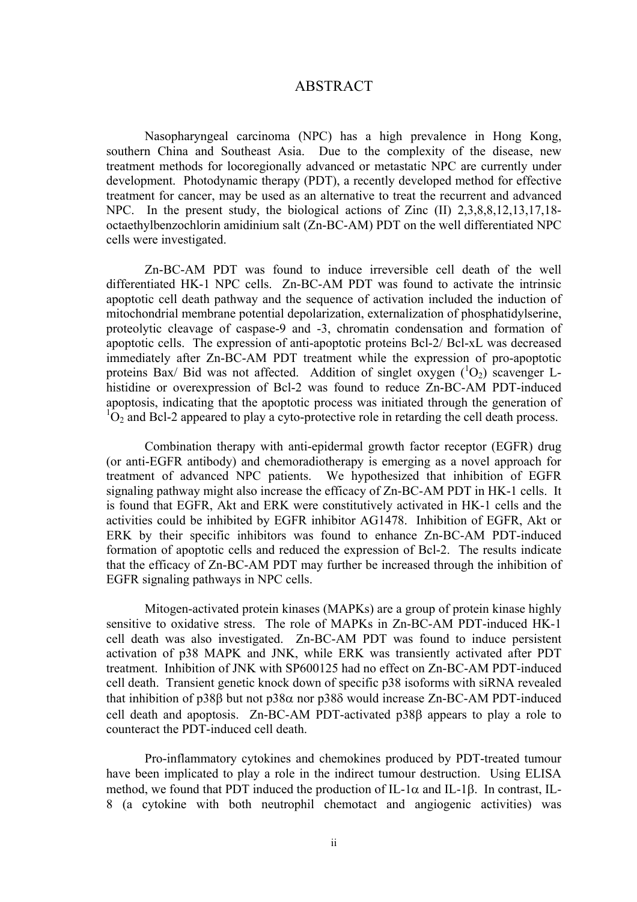# ABSTRACT

Nasopharyngeal carcinoma (NPC) has a high prevalence in Hong Kong, southern China and Southeast Asia. Due to the complexity of the disease, new treatment methods for locoregionally advanced or metastatic NPC are currently under development. Photodynamic therapy (PDT), a recently developed method for effective treatment for cancer, may be used as an alternative to treat the recurrent and advanced NPC. In the present study, the biological actions of Zinc (II) 2,3,8,8,12,13,17,18-octaethylbenzochlorin amidinium salt (Zn-BC-AM) PDT on the well differentiated NPC cells were investigated.

Zn-BC-AM PDT was found to induce irreversible cell death of the well differentiated HK-1 NPC cells. Zn-BC-AM PDT was found to activate the intrinsic apoptotic cell death pathway and the sequence of activation included the induction of mitochondrial membrane potential depolarization, externalization of phosphatidylserine, proteolytic cleavage of caspase-9 and -3, chromatin condensation and formation of apoptotic cells. The expression of anti-apoptotic proteins Bcl-2/ Bcl-xL was decreased immediately after Zn-BC-AM PDT treatment while the expression of pro-apoptotic proteins Bax/ Bid was not affected. Addition of singlet oxygen ($^{1}O_2$) scavenger L-histidine or overexpression of Bcl-2 was found to reduce Zn-BC-AM PDT-induced apoptosis, indicating that the apoptotic process was initiated through the generation of $^{1}O_2$ and Bcl-2 appeared to play a cyto-protective role in retarding the cell death process.

Combination therapy with anti-epidermal growth factor receptor (EGFR) drug (or anti-EGFR antibody) and chemoradiotherapy is emerging as a novel approach for treatment of advanced NPC patients. We hypothesized that inhibition of EGFR signaling pathway might also increase the efficacy of Zn-BC-AM PDT in HK-1 cells. It is found that EGFR, Akt and ERK were constitutively activated in HK-1 cells and the activities could be inhibited by EGFR inhibitor AG1478. Inhibition of EGFR, Akt or ERK by their specific inhibitors was found to enhance Zn-BC-AM PDT-induced formation of apoptotic cells and reduced the expression of Bcl-2. The results indicate that the efficacy of Zn-BC-AM PDT may further be increased through the inhibition of EGFR signaling pathways in NPC cells.

Mitogen-activated protein kinases (MAPKs) are a group of protein kinase highly sensitive to oxidative stress. The role of MAPKs in Zn-BC-AM PDT-induced HK-1 cell death was also investigated. Zn-BC-AM PDT was found to induce persistent activation of p38 MAPK and JNK, while ERK was transiently activated after PDT treatment. Inhibition of JNK with SP600125 had no effect on Zn-BC-AM PDT-induced cell death. Transient genetic knock down of specific p38 isoforms with siRNA revealed that inhibition of p38β but not p38α nor p38δ would increase Zn-BC-AM PDT-induced cell death and apoptosis. Zn-BC-AM PDT-activated p38β appears to play a role to counteract the PDT-induced cell death.

Pro-inflammatory cytokines and chemokines produced by PDT-treated tumour have been implicated to play a role in the indirect tumour destruction. Using ELISA method, we found that PDT induced the production of IL-1α and IL-1β. In contrast, IL-8 (a cytokine with both neutrophil chemotact and angiogenic activities) was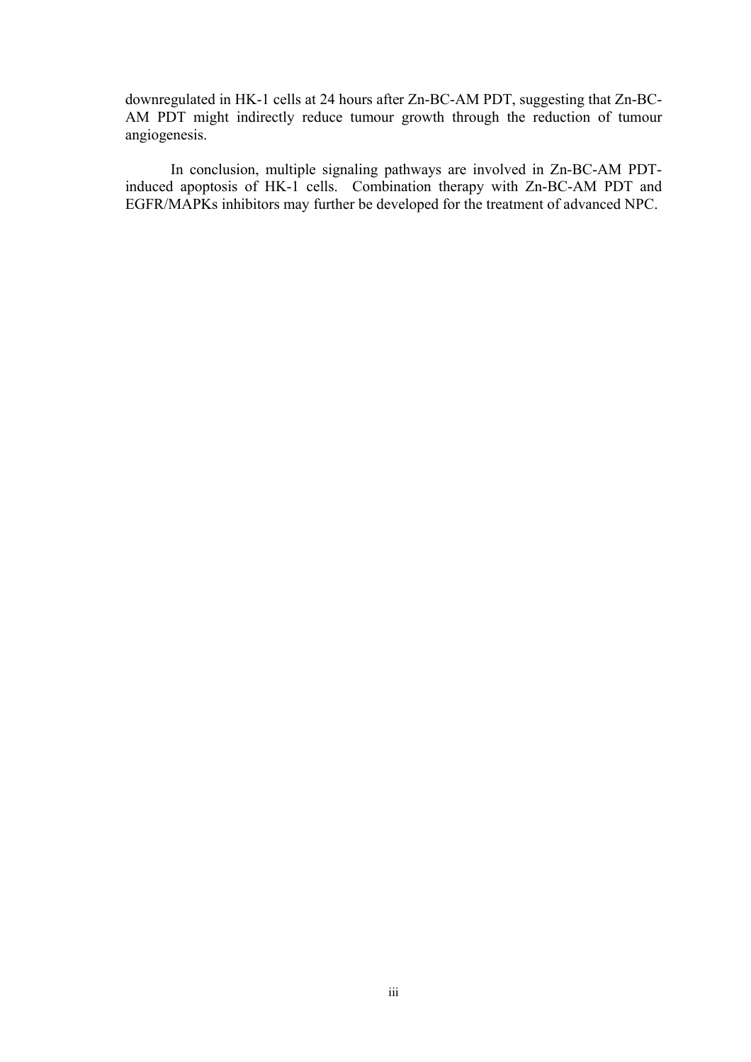downregulated in HK-1 cells at 24 hours after Zn-BC-AM PDT, suggesting that Zn-BC-AM PDT might indirectly reduce tumour growth through the reduction of tumour angiogenesis.

In conclusion, multiple signaling pathways are involved in Zn-BC-AM PDT-induced apoptosis of HK-1 cells. Combination therapy with Zn-BC-AM PDT and EGFR/MAPKs inhibitors may further be developed for the treatment of advanced NPC.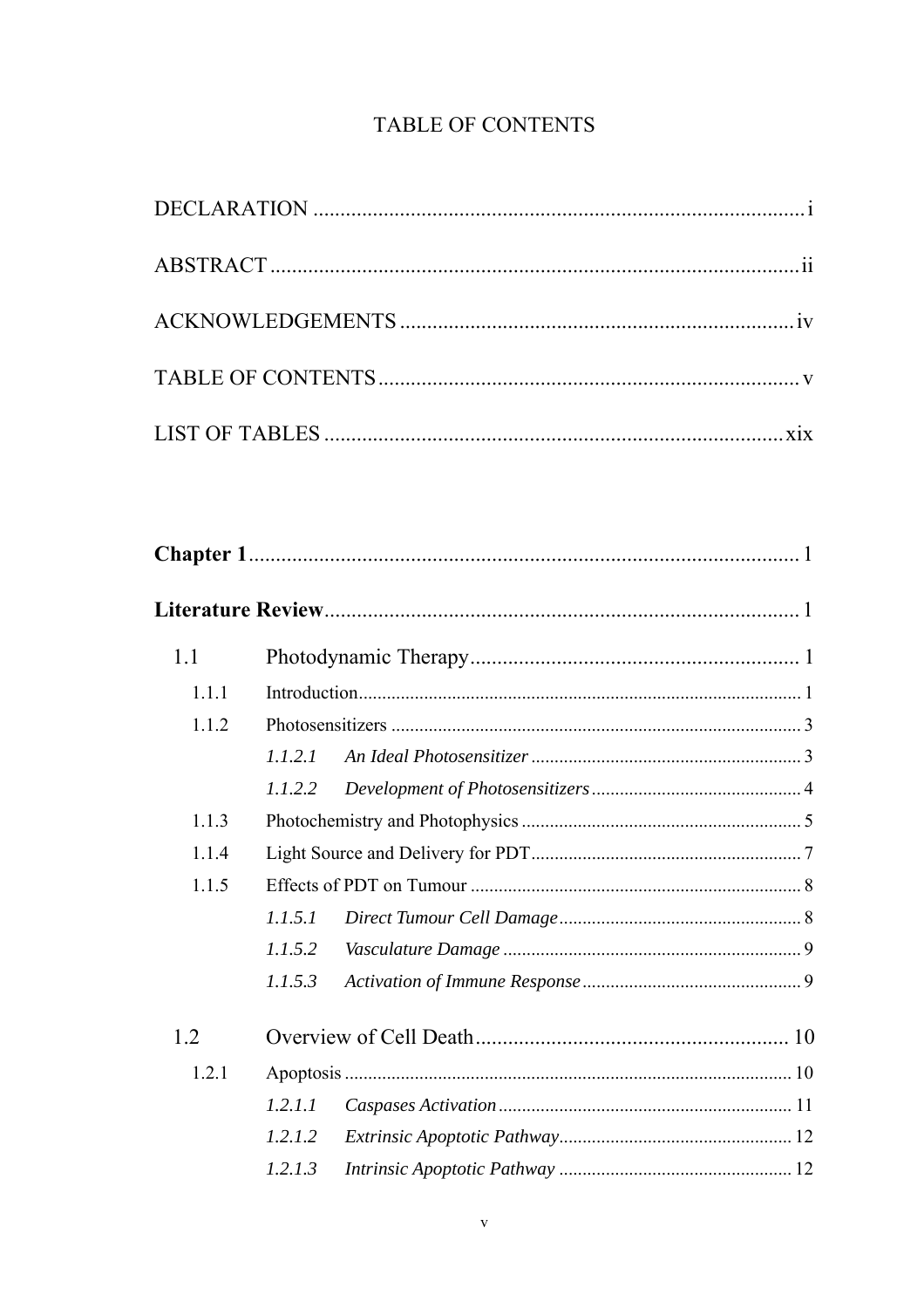# TABLE OF CONTENTS

DECLARATION ........................................................................................ i

ABSTRACT ............................................................................................. ii

ACKNOWLEDGEMENTS ........................................................................ iv

TABLE OF CONTENTS ............................................................................ v

LIST OF TABLES ..................................................................................... xix

**Chapter 1** ........................................................................................ 1

**Literature Review** ........................................................................... 1

1.1 Photodynamic Therapy ........................................................................ 1

- 1.1.1 Introduction ............................................................................... 1
- 1.1.2 Photosensitizers .......................................................................... 3
  - *1.1.2.1 An Ideal Photosensitizer* .................................................... 3
  - *1.1.2.2 Development of Photosensitizers* ......................................... 4
- 1.1.3 Photochemistry and Photophysics ................................................. 5
- 1.1.4 Light Source and Delivery for PDT ............................................... 7
- 1.1.5 Effects of PDT on Tumour ............................................................ 8
  - *1.1.5.1 Direct Tumour Cell Damage* ................................................ 8
  - *1.1.5.2 Vasculature Damage* ........................................................... 9
  - *1.1.5.3 Activation of Immune Response* ........................................... 9

1.2 Overview of Cell Death ....................................................................... 10

- 1.2.1 Apoptosis .................................................................................. 10
  - *1.2.1.1 Caspases Activation* ........................................................... 11
  - *1.2.1.2 Extrinsic Apoptotic Pathway* ................................................ 12
  - *1.2.1.3 Intrinsic Apoptotic Pathway* ................................................ 12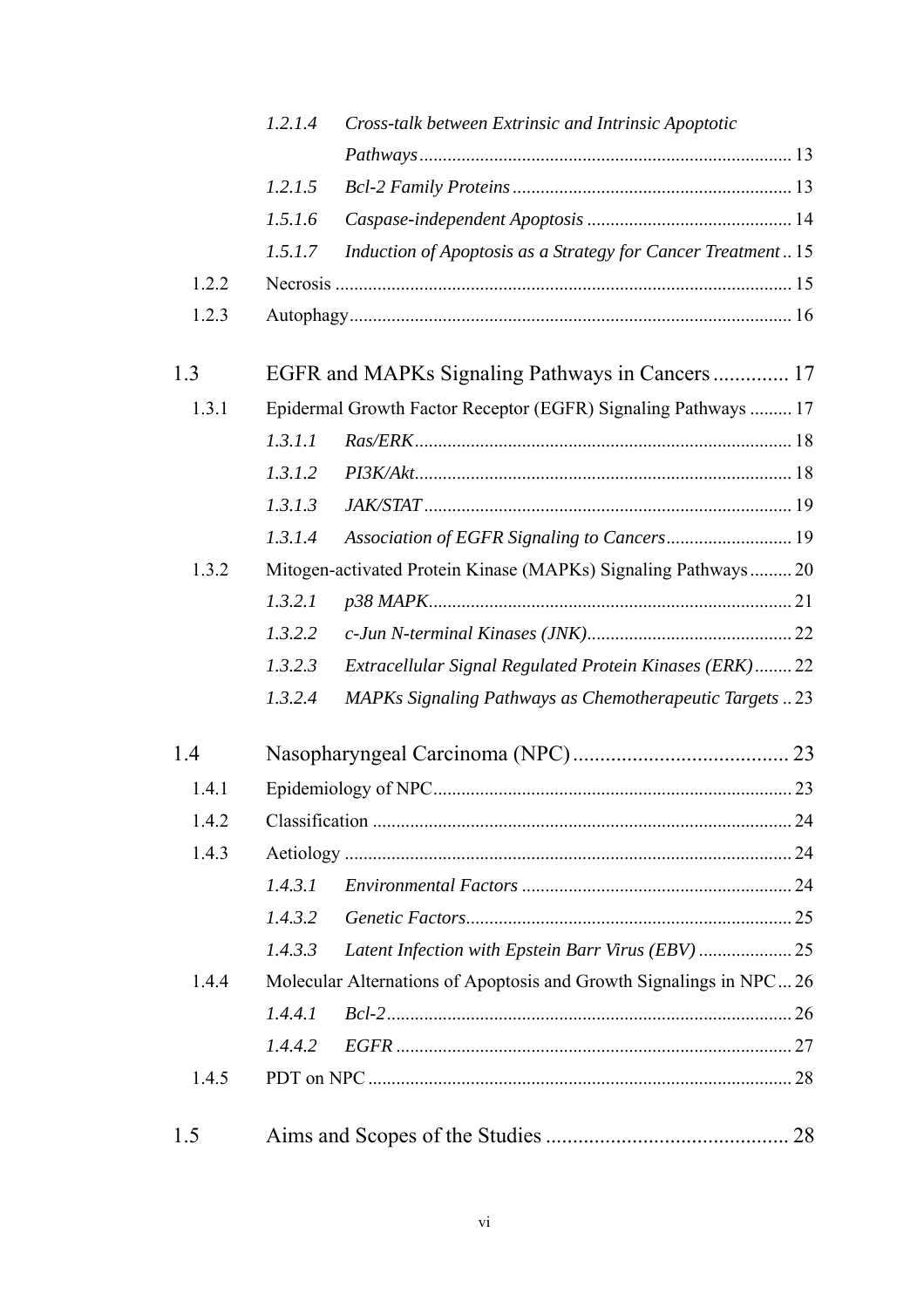- *1.2.1.4 Cross-talk between Extrinsic and Intrinsic Apoptotic Pathways* ..... 13
- *1.2.1.5 Bcl-2 Family Proteins* ..... 13
- *1.5.1.6 Caspase-independent Apoptosis* ..... 14
- *1.5.1.7 Induction of Apoptosis as a Strategy for Cancer Treatment* ..... 15

1.2.2 Necrosis ..... 15

1.2.3 Autophagy ..... 16

## 1.3 EGFR and MAPKs Signaling Pathways in Cancers ..... 17

1.3.1 Epidermal Growth Factor Receptor (EGFR) Signaling Pathways ..... 17

- *1.3.1.1 Ras/ERK* ..... 18
- *1.3.1.2 PI3K/Akt* ..... 18
- *1.3.1.3 JAK/STAT* ..... 19
- *1.3.1.4 Association of EGFR Signaling to Cancers* ..... 19

1.3.2 Mitogen-activated Protein Kinase (MAPKs) Signaling Pathways ..... 20

- *1.3.2.1 p38 MAPK* ..... 21
- *1.3.2.2 c-Jun N-terminal Kinases (JNK)* ..... 22
- *1.3.2.3 Extracellular Signal Regulated Protein Kinases (ERK)* ..... 22
- *1.3.2.4 MAPKs Signaling Pathways as Chemotherapeutic Targets* ..... 23

## 1.4 Nasopharyngeal Carcinoma (NPC) ..... 23

1.4.1 Epidemiology of NPC ..... 23

1.4.2 Classification ..... 24

1.4.3 Aetiology ..... 24

- *1.4.3.1 Environmental Factors* ..... 24
- *1.4.3.2 Genetic Factors* ..... 25
- *1.4.3.3 Latent Infection with Epstein Barr Virus (EBV)* ..... 25

1.4.4 Molecular Alternations of Apoptosis and Growth Signalings in NPC ..... 26

- *1.4.4.1 Bcl-2* ..... 26
- *1.4.4.2 EGFR* ..... 27

1.4.5 PDT on NPC ..... 28

## 1.5 Aims and Scopes of the Studies ..... 28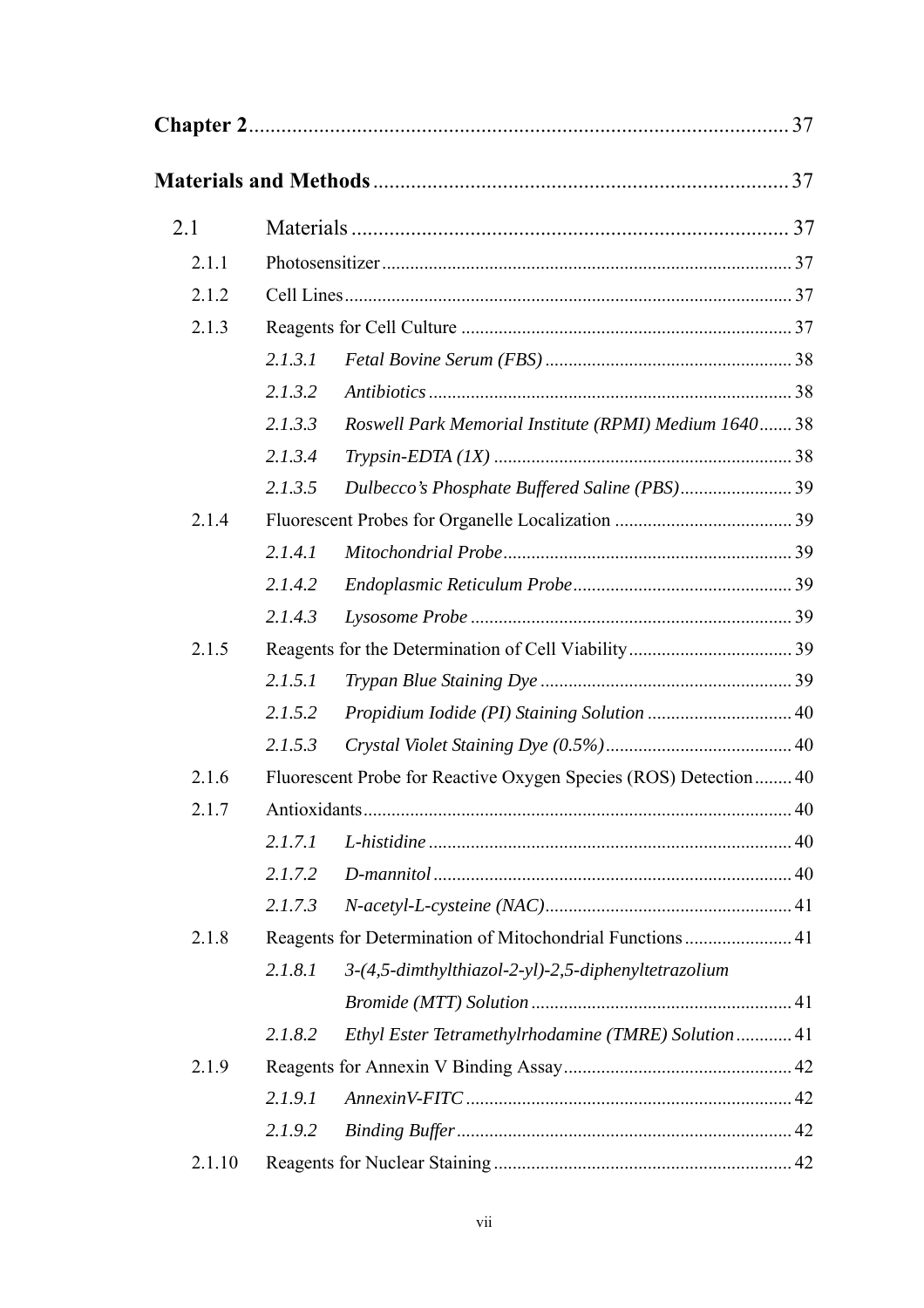**Chapter 2** ........................................................................................ 37

**Materials and Methods** ............................................................................ 37

2.1 Materials ................................................................................ 37

2.1.1 Photosensitizer ........................................................................ 37

2.1.2 Cell Lines ................................................................................ 37

2.1.3 Reagents for Cell Culture ...................................................... 37

*2.1.3.1 Fetal Bovine Serum (FBS)* ................................................... 38

*2.1.3.2 Antibiotics* ............................................................................ 38

*2.1.3.3 Roswell Park Memorial Institute (RPMI) Medium 1640* ....... 38

*2.1.3.4 Trypsin-EDTA (1X)* ............................................................... 38

*2.1.3.5 Dulbecco's Phosphate Buffered Saline (PBS)* ....................... 39

2.1.4 Fluorescent Probes for Organelle Localization ...................... 39

*2.1.4.1 Mitochondrial Probe* ............................................................ 39

*2.1.4.2 Endoplasmic Reticulum Probe* ............................................. 39

*2.1.4.3 Lysosome Probe* ................................................................... 39

2.1.5 Reagents for the Determination of Cell Viability .................. 39

*2.1.5.1 Trypan Blue Staining Dye* .................................................... 39

*2.1.5.2 Propidium Iodide (PI) Staining Solution* .............................. 40

*2.1.5.3 Crystal Violet Staining Dye (0.5%)* ....................................... 40

2.1.6 Fluorescent Probe for Reactive Oxygen Species (ROS) Detection ........ 40

2.1.7 Antioxidants ........................................................................... 40

*2.1.7.1 L-histidine* ............................................................................ 40

*2.1.7.2 D-mannitol* ........................................................................... 40

*2.1.7.3 N-acetyl-L-cysteine (NAC)* .................................................... 41

2.1.8 Reagents for Determination of Mitochondrial Functions ....................... 41

*2.1.8.1 3-(4,5-dimthylthiazol-2-yl)-2,5-diphenyltetrazolium Bromide (MTT) Solution* ....................................................... 41

*2.1.8.2 Ethyl Ester Tetramethylrhodamine (TMRE) Solution* ............ 41

2.1.9 Reagents for Annexin V Binding Assay ................................. 42

*2.1.9.1 AnnexinV-FITC* ..................................................................... 42

*2.1.9.2 Binding Buffer* ...................................................................... 42

2.1.10 Reagents for Nuclear Staining ............................................... 42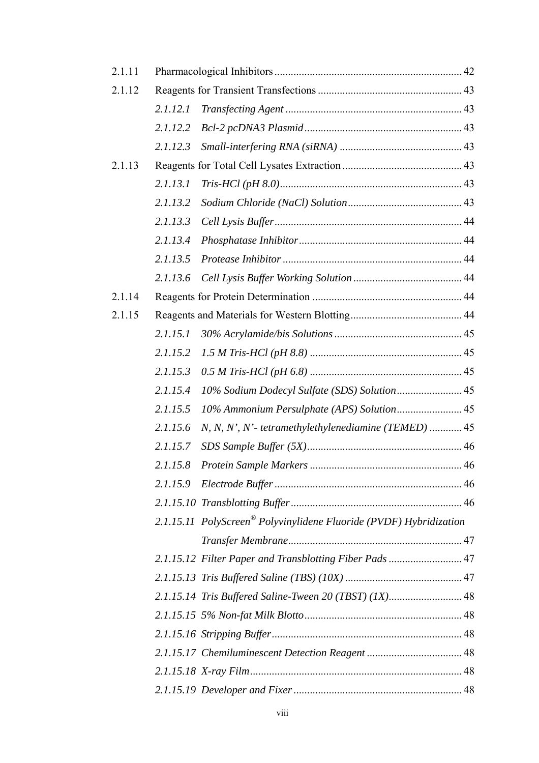2.1.11 Pharmacological Inhibitors ..................... 42

2.1.12 Reagents for Transient Transfections ..................... 43

*2.1.12.1 Transfecting Agent* ..................... 43

*2.1.12.2 Bcl-2 pcDNA3 Plasmid* ..................... 43

*2.1.12.3 Small-interfering RNA (siRNA)* ..................... 43

2.1.13 Reagents for Total Cell Lysates Extraction ..................... 43

*2.1.13.1 Tris-HCl (pH 8.0)* ..................... 43

*2.1.13.2 Sodium Chloride (NaCl) Solution* ..................... 43

*2.1.13.3 Cell Lysis Buffer* ..................... 44

*2.1.13.4 Phosphatase Inhibitor* ..................... 44

*2.1.13.5 Protease Inhibitor* ..................... 44

*2.1.13.6 Cell Lysis Buffer Working Solution* ..................... 44

2.1.14 Reagents for Protein Determination ..................... 44

2.1.15 Reagents and Materials for Western Blotting ..................... 44

*2.1.15.1 30% Acrylamide/bis Solutions* ..................... 45

*2.1.15.2 1.5 M Tris-HCl (pH 8.8)* ..................... 45

*2.1.15.3 0.5 M Tris-HCl (pH 6.8)* ..................... 45

*2.1.15.4 10% Sodium Dodecyl Sulfate (SDS) Solution* ..................... 45

*2.1.15.5 10% Ammonium Persulphate (APS) Solution* ..................... 45

*2.1.15.6 N, N, N', N'- tetramethylethylenediamine (TEMED)* ..................... 45

*2.1.15.7 SDS Sample Buffer (5X)* ..................... 46

*2.1.15.8 Protein Sample Markers* ..................... 46

*2.1.15.9 Electrode Buffer* ..................... 46

*2.1.15.10 Transblotting Buffer* ..................... 46

*2.1.15.11 PolyScreen® Polyvinylidene Fluoride (PVDF) Hybridization Transfer Membrane* ..................... 47

*2.1.15.12 Filter Paper and Transblotting Fiber Pads* ..................... 47

*2.1.15.13 Tris Buffered Saline (TBS) (10X)* ..................... 47

*2.1.15.14 Tris Buffered Saline-Tween 20 (TBST) (1X)* ..................... 48

*2.1.15.15 5% Non-fat Milk Blotto* ..................... 48

*2.1.15.16 Stripping Buffer* ..................... 48

*2.1.15.17 Chemiluminescent Detection Reagent* ..................... 48

*2.1.15.18 X-ray Film* ..................... 48

*2.1.15.19 Developer and Fixer* ..................... 48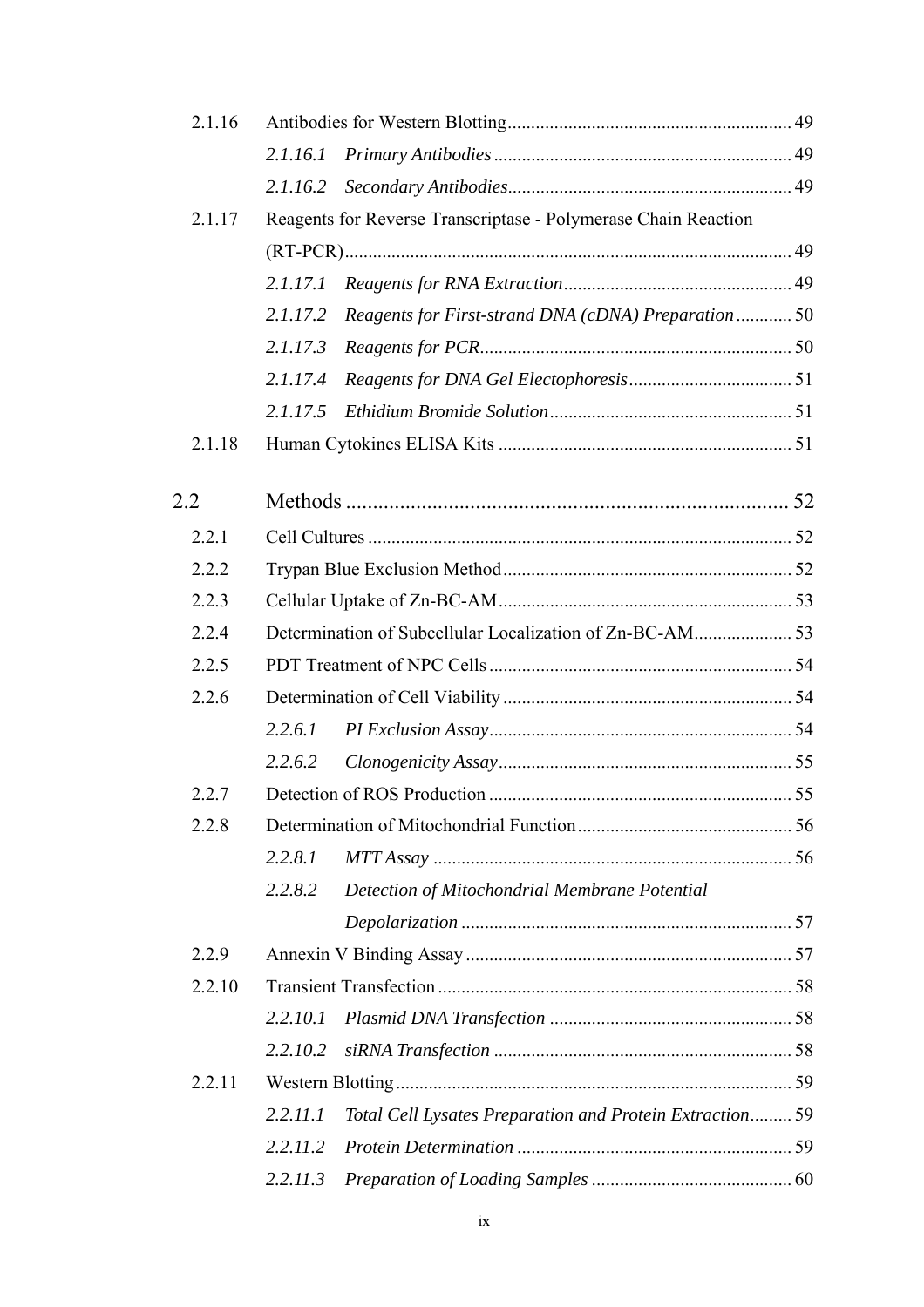2.1.16 Antibodies for Western Blotting ........................................................ 49

*2.1.16.1 Primary Antibodies* ........................................................ 49

*2.1.16.2 Secondary Antibodies* ........................................................ 49

2.1.17 Reagents for Reverse Transcriptase - Polymerase Chain Reaction (RT-PCR) ........................................................ 49

*2.1.17.1 Reagents for RNA Extraction* ........................................................ 49

*2.1.17.2 Reagents for First-strand DNA (cDNA) Preparation* ............ 50

*2.1.17.3 Reagents for PCR* ........................................................ 50

*2.1.17.4 Reagents for DNA Gel Electophoresis* ................................. 51

*2.1.17.5 Ethidium Bromide Solution* ........................................................ 51

2.1.18 Human Cytokines ELISA Kits ........................................................ 51

2.2 Methods ........................................................ 52

2.2.1 Cell Cultures ........................................................ 52

2.2.2 Trypan Blue Exclusion Method ........................................................ 52

2.2.3 Cellular Uptake of Zn-BC-AM ........................................................ 53

2.2.4 Determination of Subcellular Localization of Zn-BC-AM .................... 53

2.2.5 PDT Treatment of NPC Cells ........................................................ 54

2.2.6 Determination of Cell Viability ........................................................ 54

*2.2.6.1 PI Exclusion Assay* ........................................................ 54

*2.2.6.2 Clonogenicity Assay* ........................................................ 55

2.2.7 Detection of ROS Production ........................................................ 55

2.2.8 Determination of Mitochondrial Function ........................................................ 56

*2.2.8.1 MTT Assay* ........................................................ 56

*2.2.8.2 Detection of Mitochondrial Membrane Potential Depolarization* ........................................................ 57

2.2.9 Annexin V Binding Assay ........................................................ 57

2.2.10 Transient Transfection ........................................................ 58

*2.2.10.1 Plasmid DNA Transfection* ........................................................ 58

*2.2.10.2 siRNA Transfection* ........................................................ 58

2.2.11 Western Blotting ........................................................ 59

*2.2.11.1 Total Cell Lysates Preparation and Protein Extraction* ......... 59

*2.2.11.2 Protein Determination* ........................................................ 59

*2.2.11.3 Preparation of Loading Samples* ........................................................ 60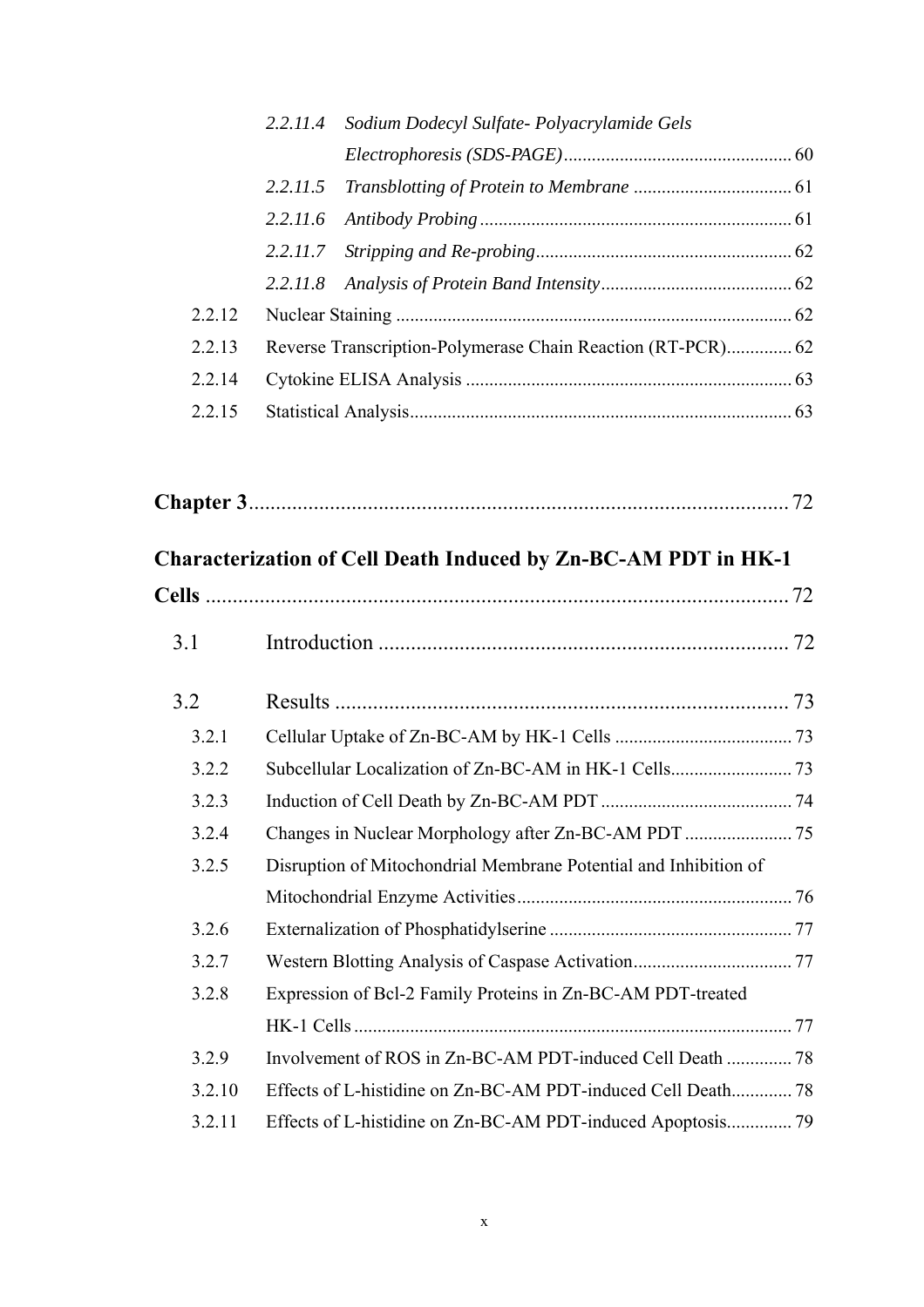*2.2.11.4 Sodium Dodecyl Sulfate- Polyacrylamide Gels Electrophoresis (SDS-PAGE)* ............................................... 60

*2.2.11.5 Transblotting of Protein to Membrane* .................................. 61

*2.2.11.6 Antibody Probing* .................................................................. 61

*2.2.11.7 Stripping and Re-probing* ...................................................... 62

*2.2.11.8 Analysis of Protein Band Intensity* ......................................... 62

2.2.12 Nuclear Staining ..................................................................................... 62

2.2.13 Reverse Transcription-Polymerase Chain Reaction (RT-PCR).............. 62

2.2.14 Cytokine ELISA Analysis ...................................................................... 63

2.2.15 Statistical Analysis.................................................................................. 63

**Chapter 3**..................................................................................................... 72

**Characterization of Cell Death Induced by Zn-BC-AM PDT in HK-1 Cells** ............................................................................................................ 72

3.1 Introduction ............................................................................ 72

3.2 Results ..................................................................................... 73

3.2.1 Cellular Uptake of Zn-BC-AM by HK-1 Cells ...................................... 73

3.2.2 Subcellular Localization of Zn-BC-AM in HK-1 Cells.......................... 73

3.2.3 Induction of Cell Death by Zn-BC-AM PDT ......................................... 74

3.2.4 Changes in Nuclear Morphology after Zn-BC-AM PDT ....................... 75

3.2.5 Disruption of Mitochondrial Membrane Potential and Inhibition of Mitochondrial Enzyme Activities........................................................... 76

3.2.6 Externalization of Phosphatidylserine .................................................... 77

3.2.7 Western Blotting Analysis of Caspase Activation.................................. 77

3.2.8 Expression of Bcl-2 Family Proteins in Zn-BC-AM PDT-treated HK-1 Cells .............................................................................................. 77

3.2.9 Involvement of ROS in Zn-BC-AM PDT-induced Cell Death .............. 78

3.2.10 Effects of L-histidine on Zn-BC-AM PDT-induced Cell Death............. 78

3.2.11 Effects of L-histidine on Zn-BC-AM PDT-induced Apoptosis.............. 79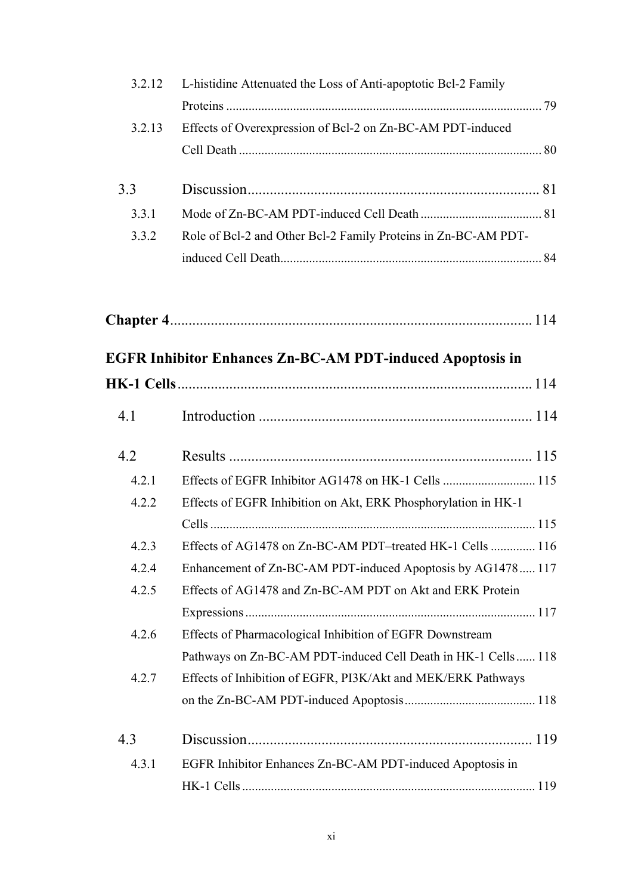3.2.12 L-histidine Attenuated the Loss of Anti-apoptotic Bcl-2 Family Proteins ..... 79

3.2.13 Effects of Overexpression of Bcl-2 on Zn-BC-AM PDT-induced Cell Death ..... 80

3.3 Discussion ..... 81

3.3.1 Mode of Zn-BC-AM PDT-induced Cell Death ..... 81

3.3.2 Role of Bcl-2 and Other Bcl-2 Family Proteins in Zn-BC-AM PDT-induced Cell Death ..... 84

**Chapter 4** ..... 114

**EGFR Inhibitor Enhances Zn-BC-AM PDT-induced Apoptosis in HK-1 Cells** ..... 114

4.1 Introduction ..... 114

4.2 Results ..... 115

4.2.1 Effects of EGFR Inhibitor AG1478 on HK-1 Cells ..... 115

4.2.2 Effects of EGFR Inhibition on Akt, ERK Phosphorylation in HK-1 Cells ..... 115

4.2.3 Effects of AG1478 on Zn-BC-AM PDT–treated HK-1 Cells ..... 116

4.2.4 Enhancement of Zn-BC-AM PDT-induced Apoptosis by AG1478 ..... 117

4.2.5 Effects of AG1478 and Zn-BC-AM PDT on Akt and ERK Protein Expressions ..... 117

4.2.6 Effects of Pharmacological Inhibition of EGFR Downstream Pathways on Zn-BC-AM PDT-induced Cell Death in HK-1 Cells ..... 118

4.2.7 Effects of Inhibition of EGFR, PI3K/Akt and MEK/ERK Pathways on the Zn-BC-AM PDT-induced Apoptosis ..... 118

4.3 Discussion ..... 119

4.3.1 EGFR Inhibitor Enhances Zn-BC-AM PDT-induced Apoptosis in HK-1 Cells ..... 119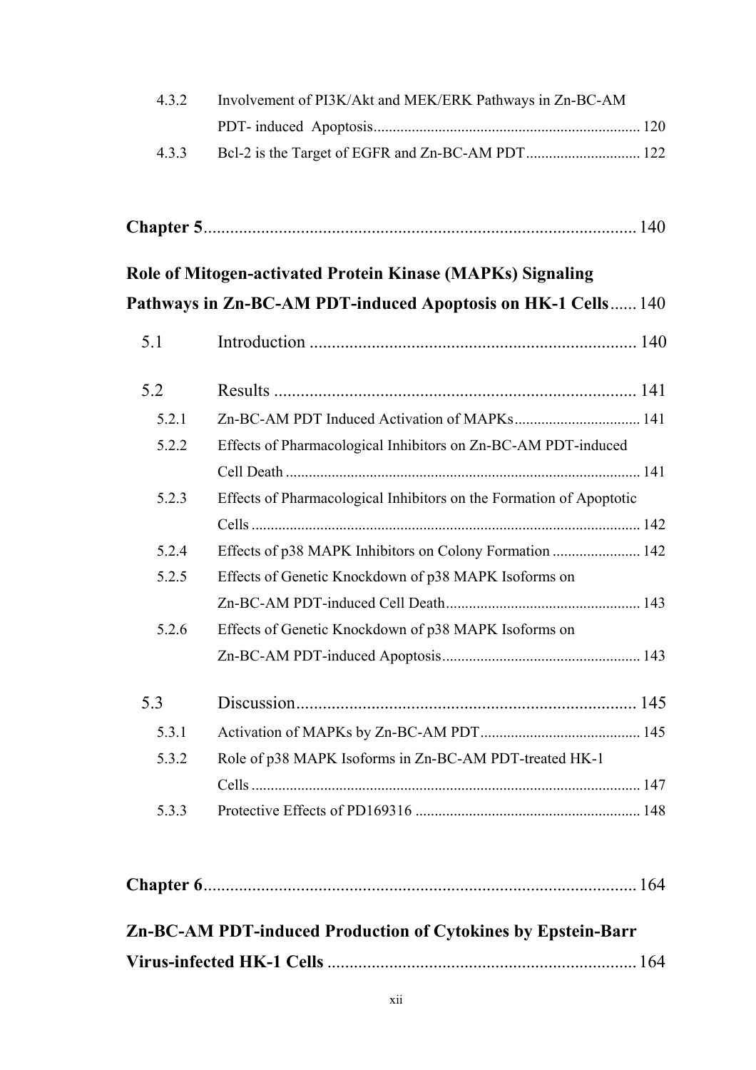4.3.2 Involvement of PI3K/Akt and MEK/ERK Pathways in Zn-BC-AM PDT- induced Apoptosis ..... 120

4.3.3 Bcl-2 is the Target of EGFR and Zn-BC-AM PDT ..... 122

**Chapter 5** ..... 140

**Role of Mitogen-activated Protein Kinase (MAPKs) Signaling Pathways in Zn-BC-AM PDT-induced Apoptosis on HK-1 Cells** ..... 140

5.1 Introduction ..... 140

5.2 Results ..... 141

5.2.1 Zn-BC-AM PDT Induced Activation of MAPKs ..... 141

5.2.2 Effects of Pharmacological Inhibitors on Zn-BC-AM PDT-induced Cell Death ..... 141

5.2.3 Effects of Pharmacological Inhibitors on the Formation of Apoptotic Cells ..... 142

5.2.4 Effects of p38 MAPK Inhibitors on Colony Formation ..... 142

5.2.5 Effects of Genetic Knockdown of p38 MAPK Isoforms on Zn-BC-AM PDT-induced Cell Death ..... 143

5.2.6 Effects of Genetic Knockdown of p38 MAPK Isoforms on Zn-BC-AM PDT-induced Apoptosis ..... 143

5.3 Discussion ..... 145

5.3.1 Activation of MAPKs by Zn-BC-AM PDT ..... 145

5.3.2 Role of p38 MAPK Isoforms in Zn-BC-AM PDT-treated HK-1 Cells ..... 147

5.3.3 Protective Effects of PD169316 ..... 148

**Chapter 6** ..... 164

**Zn-BC-AM PDT-induced Production of Cytokines by Epstein-Barr Virus-infected HK-1 Cells** ..... 164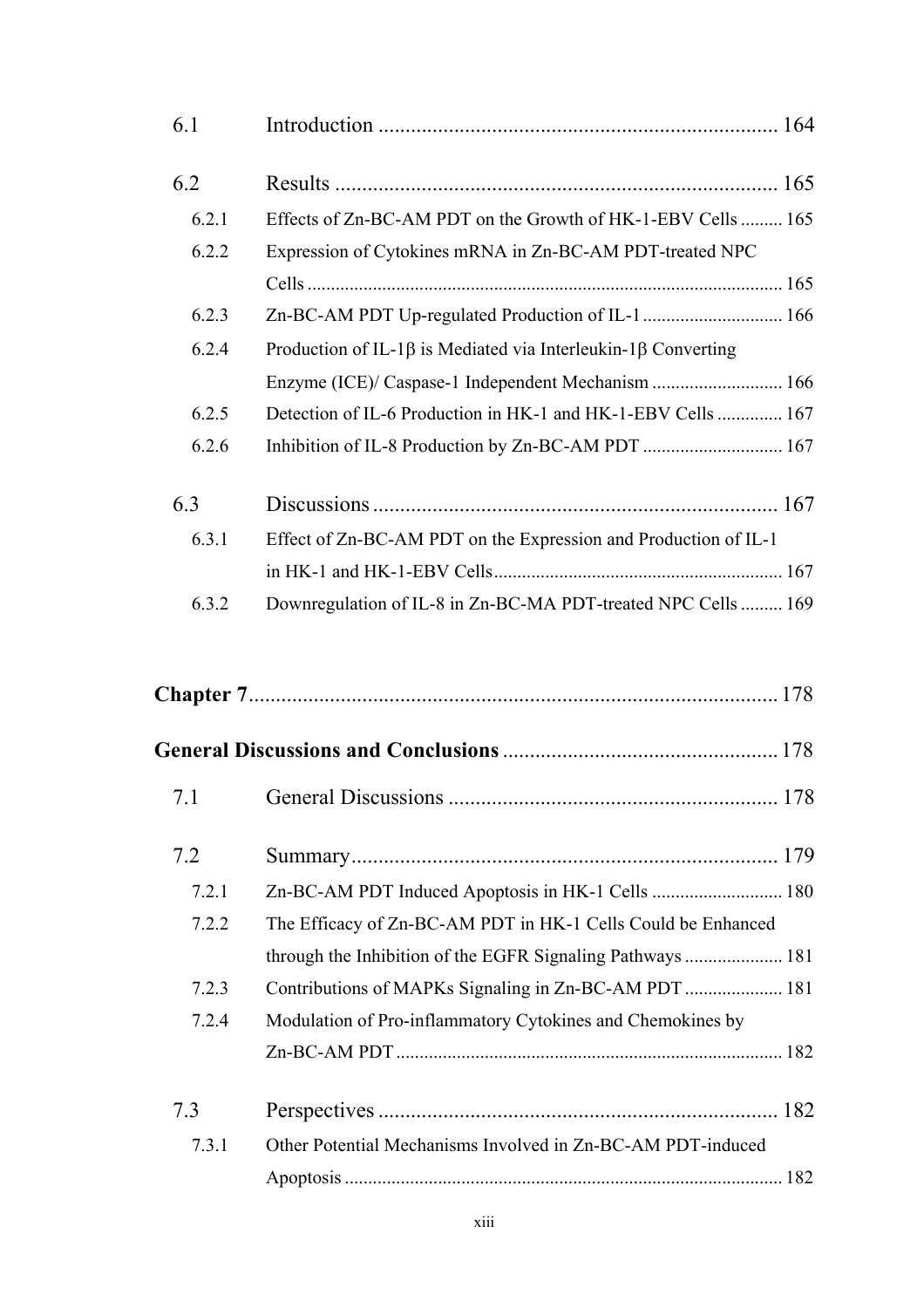| | | |
|---|---|---|
| 6.1 | Introduction | 164 |
| 6.2 | Results | 165 |
| 6.2.1 | Effects of Zn-BC-AM PDT on the Growth of HK-1-EBV Cells | 165 |
| 6.2.2 | Expression of Cytokines mRNA in Zn-BC-AM PDT-treated NPC Cells | 165 |
| 6.2.3 | Zn-BC-AM PDT Up-regulated Production of IL-1 | 166 |
| 6.2.4 | Production of IL-1β is Mediated via Interleukin-1β Converting Enzyme (ICE)/ Caspase-1 Independent Mechanism | 166 |
| 6.2.5 | Detection of IL-6 Production in HK-1 and HK-1-EBV Cells | 167 |
| 6.2.6 | Inhibition of IL-8 Production by Zn-BC-AM PDT | 167 |
| 6.3 | Discussions | 167 |
| 6.3.1 | Effect of Zn-BC-AM PDT on the Expression and Production of IL-1 in HK-1 and HK-1-EBV Cells | 167 |
| 6.3.2 | Downregulation of IL-8 in Zn-BC-MA PDT-treated NPC Cells | 169 |

**Chapter 7** ........ 178

**General Discussions and Conclusions** ........ 178

| | | |
|---|---|---|
| 7.1 | General Discussions | 178 |
| 7.2 | Summary | 179 |
| 7.2.1 | Zn-BC-AM PDT Induced Apoptosis in HK-1 Cells | 180 |
| 7.2.2 | The Efficacy of Zn-BC-AM PDT in HK-1 Cells Could be Enhanced through the Inhibition of the EGFR Signaling Pathways | 181 |
| 7.2.3 | Contributions of MAPKs Signaling in Zn-BC-AM PDT | 181 |
| 7.2.4 | Modulation of Pro-inflammatory Cytokines and Chemokines by Zn-BC-AM PDT | 182 |
| 7.3 | Perspectives | 182 |
| 7.3.1 | Other Potential Mechanisms Involved in Zn-BC-AM PDT-induced Apoptosis | 182 |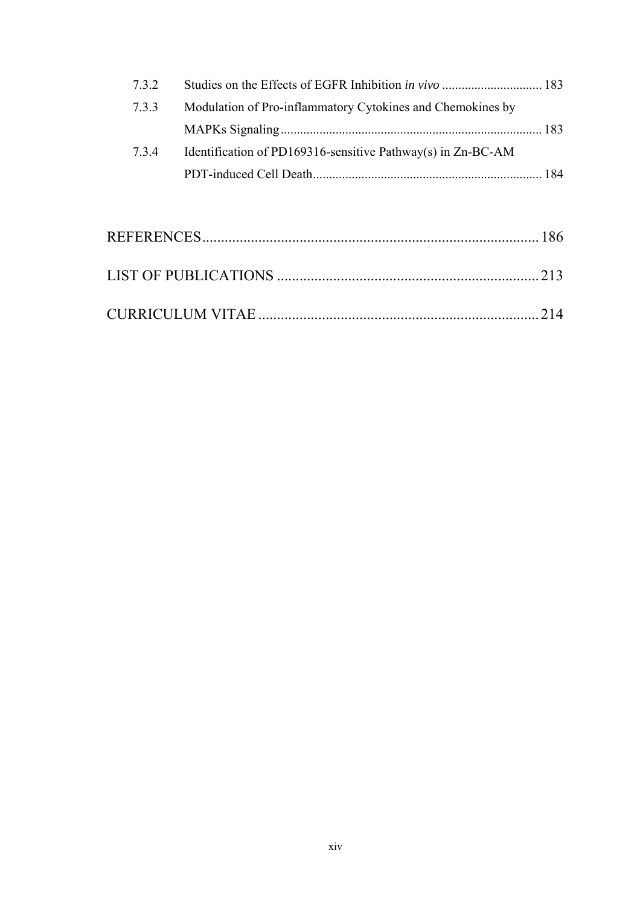7.3.2 Studies on the Effects of EGFR Inhibition *in vivo* ............................... 183

7.3.3 Modulation of Pro-inflammatory Cytokines and Chemokines by MAPKs Signaling ................................................................................. 183

7.3.4 Identification of PD169316-sensitive Pathway(s) in Zn-BC-AM PDT-induced Cell Death....................................................................... 184

REFERENCES......................................................................................... 186

LIST OF PUBLICATIONS ...................................................................... 213

CURRICULUM VITAE ........................................................................... 214